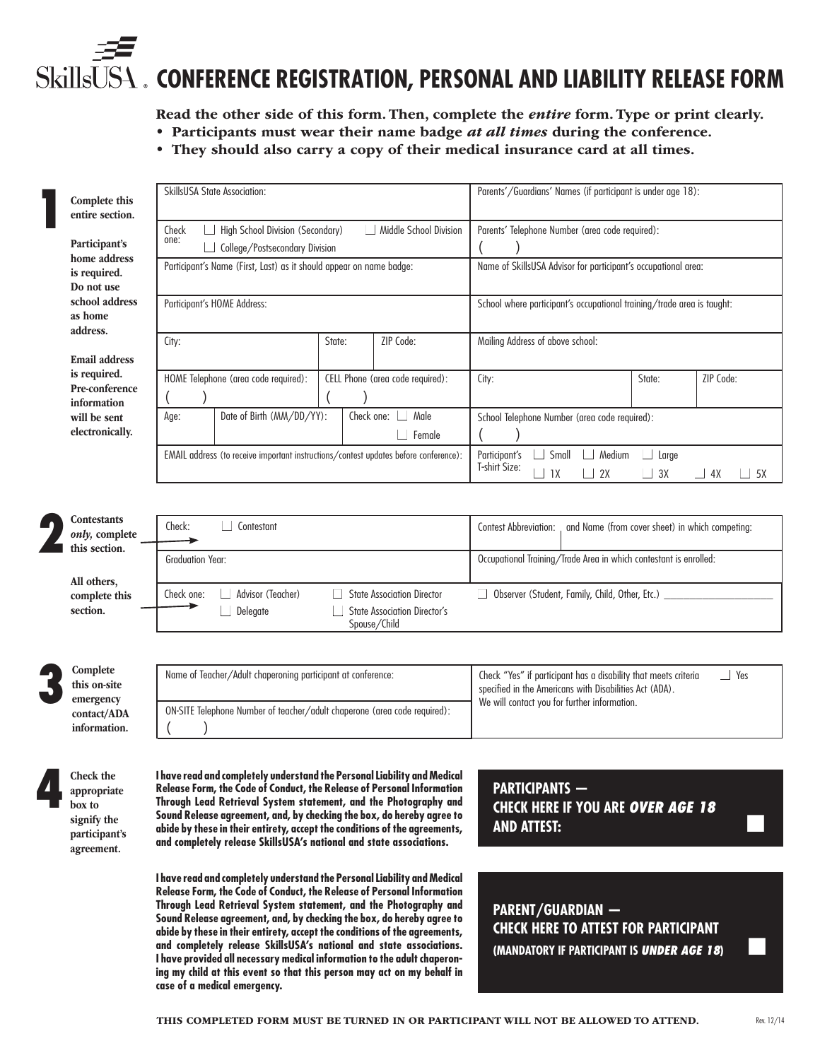SkillsUSA®

# CONFERENCE REGISTRATION, PERSONAL AND LIABILITY RELEASE FORM

**Read the other side of this form. Then, complete the *entire* form. Type or print clearly.**

- **Participants must wear their name badge *at all times* during the conference.**
- **They should also carry a copy of their medical insurance card at all times.**

## 1

**Complete this entire section.**

**Participant's home address is required. Do not use school address as home address.**

**Email address is required. Pre-conference information will be sent electronically.**

| | | | | | |
|---|---|---|---|---|---|
| SkillsUSA State Association: | | | Parents'/Guardians' Names (if participant is under age 18): | | |
| Check one: ☐ High School Division (Secondary) ☐ Middle School Division ☐ College/Postsecondary Division | | | Parents' Telephone Number (area code required): ( ) | | |
| Participant's Name (First, Last) as it should appear on name badge: | | | Name of SkillsUSA Advisor for participant's occupational area: | | |
| Participant's HOME Address: | | | School where participant's occupational training/trade area is taught: | | |
| City: | State: | ZIP Code: | Mailing Address of above school: | | |
| HOME Telephone (area code required): ( ) | CELL Phone (area code required): ( ) | | City: | State: | ZIP Code: |
| Age: Date of Birth (MM/DD/YY): | Check one: ☐ Male ☐ Female | | School Telephone Number (area code required): ( ) | | |
| EMAIL address (to receive important instructions/contest updates before conference): | | | Participant's T-shirt Size: ☐ Small ☐ Medium ☐ Large ☐ 1X ☐ 2X ☐ 3X ☐ 4X ☐ 5X | | |

## 2

**Contestants *only*, complete this section.**

| | |
|---|---|
| Check: ☐ Contestant | Contest Abbreviation: and Name (from cover sheet) in which competing: |
| Graduation Year: | Occupational Training/Trade Area in which contestant is enrolled: |

**All others, complete this section.**

| | |
|---|---|
| Check one: ☐ Advisor (Teacher) ☐ Delegate ☐ State Association Director ☐ State Association Director's Spouse/Child | ☐ Observer (Student, Family, Child, Other, Etc.) ____________________ |

## 3

**Complete this on-site emergency contact/ADA information.**

| | |
|---|---|
| Name of Teacher/Adult chaperoning participant at conference: | Check "Yes" if participant has a disability that meets criteria specified in the Americans with Disabilities Act (ADA). We will contact you for further information. ☐ Yes |
| ON-SITE Telephone Number of teacher/adult chaperone (area code required): ( ) | |

## 4

**Check the appropriate box to signify the participant's agreement.**

**I have read and completely understand the Personal Liability and Medical Release Form, the Code of Conduct, the Release of Personal Information Through Lead Retrieval System statement, and the Photography and Sound Release agreement, and, by checking the box, do hereby agree to abide by these in their entirety, accept the conditions of the agreements, and completely release SkillsUSA's national and state associations.**

**PARTICIPANTS — CHECK HERE IF YOU ARE *OVER AGE 18* AND ATTEST:** ☐

**I have read and completely understand the Personal Liability and Medical Release Form, the Code of Conduct, the Release of Personal Information Through Lead Retrieval System statement, and the Photography and Sound Release agreement, and, by checking the box, do hereby agree to abide by these in their entirety, accept the conditions of the agreements, and completely release SkillsUSA's national and state associations. I have provided all necessary medical information to the adult chaperoning my child at this event so that this person may act on my behalf in case of a medical emergency.**

**PARENT/GUARDIAN — CHECK HERE TO ATTEST FOR PARTICIPANT (MANDATORY IF PARTICIPANT IS *UNDER AGE 18*)** ☐

**THIS COMPLETED FORM MUST BE TURNED IN OR PARTICIPANT WILL NOT BE ALLOWED TO ATTEND.**

Rev. 12/14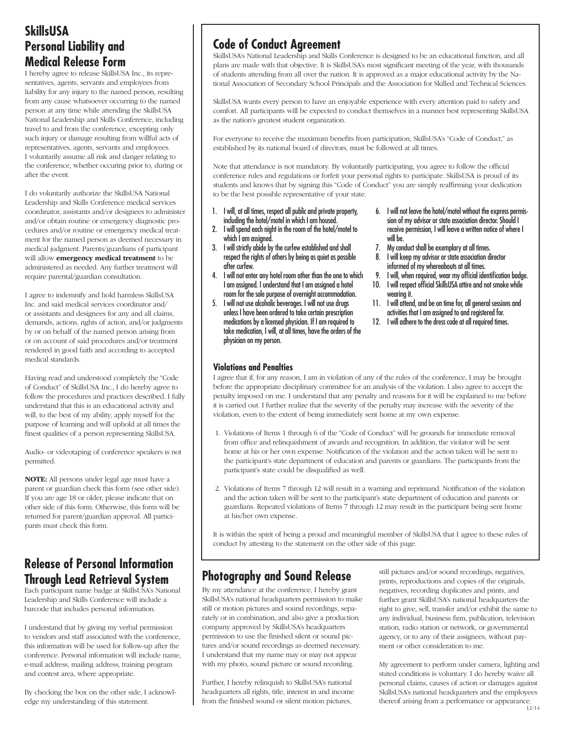## SkillsUSA Personal Liability and Medical Release Form

I hereby agree to release SkillsUSA Inc., its representatives, agents, servants and employees from liability for any injury to the named person, resulting from any cause whatsoever occurring to the named person at any time while attending the SkillsUSA National Leadership and Skills Conference, including travel to and from the conference, excepting only such injury or damage resulting from willful acts of representatives, agents, servants and employees. I voluntarily assume all risk and danger relating to the conference, whether occuring prior to, during or after the event.

I do voluntarily authorize the SkillsUSA National Leadership and Skills Conference medical services coordinator, assistants and/or designees to administer and/or obtain routine or emergency diagnostic procedures and/or routine or emergency medical treatment for the named person as deemed necessary in medical judgment. Parents/guardians of participant will allow **emergency medical treatment** to be administered as needed. Any further treatment will require parental/guardian consultation.

I agree to indemnify and hold harmless SkillsUSA Inc. and said medical services coordinator and/or assistants and designees for any and all claims, demands, actions, rights of action, and/or judgments by or on behalf of the named person arising from or on account of said procedures and/or treatment rendered in good faith and according to accepted medical standards.

Having read and understood completely the "Code of Conduct" of SkillsUSA Inc., I do hereby agree to follow the procedures and practices described. I fully understand that this is an educational activity and will, to the best of my ability, apply myself for the purpose of learning and will uphold at all times the finest qualities of a person representing SkillsUSA.

Audio- or videotaping of conference speakers is not permitted.

**NOTE:** All persons under legal age must have a parent or guardian check this form (see other side). If you are age 18 or older, please indicate that on other side of this form. Otherwise, this form will be returned for parent/guardian approval. All participants must check this form.

## Release of Personal Information Through Lead Retrieval System

Each participant name badge at SkillsUSA's National Leadership and Skills Conference will include a barcode that includes personal information.

I understand that by giving my verbal permission to vendors and staff associated with the conference, this information will be used for follow-up after the conference. Personal information will include name, e-mail address, mailing address, training program and contest area, where appropriate.

By checking the box on the other side, I acknowledge my understanding of this statement.

## Code of Conduct Agreement

SkillsUSA's National Leadership and Skills Conference is designed to be an educational function, and all plans are made with that objective. It is SkillsUSA's most significant meeting of the year, with thousands of students attending from all over the nation. It is approved as a major educational activity by the National Association of Secondary School Principals and the Association for Skilled and Technical Sciences.

SkillsUSA wants every person to have an enjoyable experience with every attention paid to safety and comfort. All participants will be expected to conduct themselves in a manner best representing SkillsUSA as the nation's greatest student organization.

For everyone to receive the maximum benefits from participation, SkillsUSA's "Code of Conduct," as established by its national board of directors, must be followed at all times.

Note that attendance is not mandatory. By voluntarily participating, you agree to follow the official conference rules and regulations or forfeit your personal rights to participate. SkillsUSA is proud of its students and knows that by signing this "Code of Conduct" you are simply reaffirming your dedication to be the best possible representative of your state.

1. I will, at all times, respect all public and private property, including the hotel/motel in which I am housed.
2. I will spend each night in the room of the hotel/motel to which I am assigned.
3. I will strictly abide by the curfew established and shall respect the rights of others by being as quiet as possible after curfew.
4. I will not enter any hotel room other than the one to which I am assigned. I understand that I am assigned a hotel room for the sole purpose of overnight accommodation.
5. I will not use alcoholic beverages. I will not use drugs unless I have been ordered to take certain prescription medications by a licensed physician. If I am required to take medication, I will, at all times, have the orders of the physician on my person.
6. I will not leave the hotel/motel without the express permission of my advisor or state association director. Should I receive permission, I will leave a written notice of where I will be.
7. My conduct shall be exemplary at all times.
8. I will keep my advisor or state association director informed of my whereabouts at all times.
9. I will, when required, wear my official identification badge.
10. I will respect official SkillsUSA attire and not smoke while wearing it.
11. I will attend, and be on time for, all general sessions and activities that I am assigned to and registered for.
12. I will adhere to the dress code at all required times.

### Violations and Penalties

I agree that if, for any reason, I am in violation of any of the rules of the conference, I may be brought before the appropriate disciplinary committee for an analysis of the violation. I also agree to accept the penalty imposed on me. I understand that any penalty and reasons for it will be explained to me before it is carried out. I further realize that the severity of the penalty may increase with the severity of the violation, even to the extent of being immediately sent home at my own expense.

1. Violations of Items 1 through 6 of the "Code of Conduct" will be grounds for immediate removal from office and relinquishment of awards and recognition. In addition, the violator will be sent home at his or her own expense. Notification of the violation and the action taken will be sent to the participant's state department of education and parents or guardians. The participants from the participant's state could be disqualified as well.
2. Violations of Items 7 through 12 will result in a warning and reprimand. Notification of the violation and the action taken will be sent to the participant's state department of education and parents or guardians. Repeated violations of Items 7 through 12 may result in the participant being sent home at his/her own expense.

It is within the spirit of being a proud and meaningful member of SkillsUSA that I agree to these rules of conduct by attesting to the statement on the other side of this page.

## Photography and Sound Release

By my attendance at the conference, I hereby grant SkillsUSA's national headquarters permission to make still or motion pictures and sound recordings, separately or in combination, and also give a production company approved by SkillsUSA's headquarters permission to use the finished silent or sound pictures and/or sound recordings as deemed necessary. I understand that my name may or may not appear with my photo, sound picture or sound recording.

Further, I hereby relinquish to SkillsUSA's national headquarters all rights, title, interest in and income from the finished sound or silent motion pictures, still pictures and/or sound recordings, negatives, prints, reproductions and copies of the originals, negatives, recording duplicates and prints, and further grant SkillsUSA's national headquarters the right to give, sell, transfer and/or exhibit the same to any individual, business firm, publication, television station, radio station or network, or governmental agency, or to any of their assignees, without payment or other consideration to me.

My agreement to perform under camera, lighting and stated conditions is voluntary. I do hereby waive all personal claims, causes of action or damages against SkillsUSA's national headquarters and the employees thereof arising from a performance or appearance.

12/14